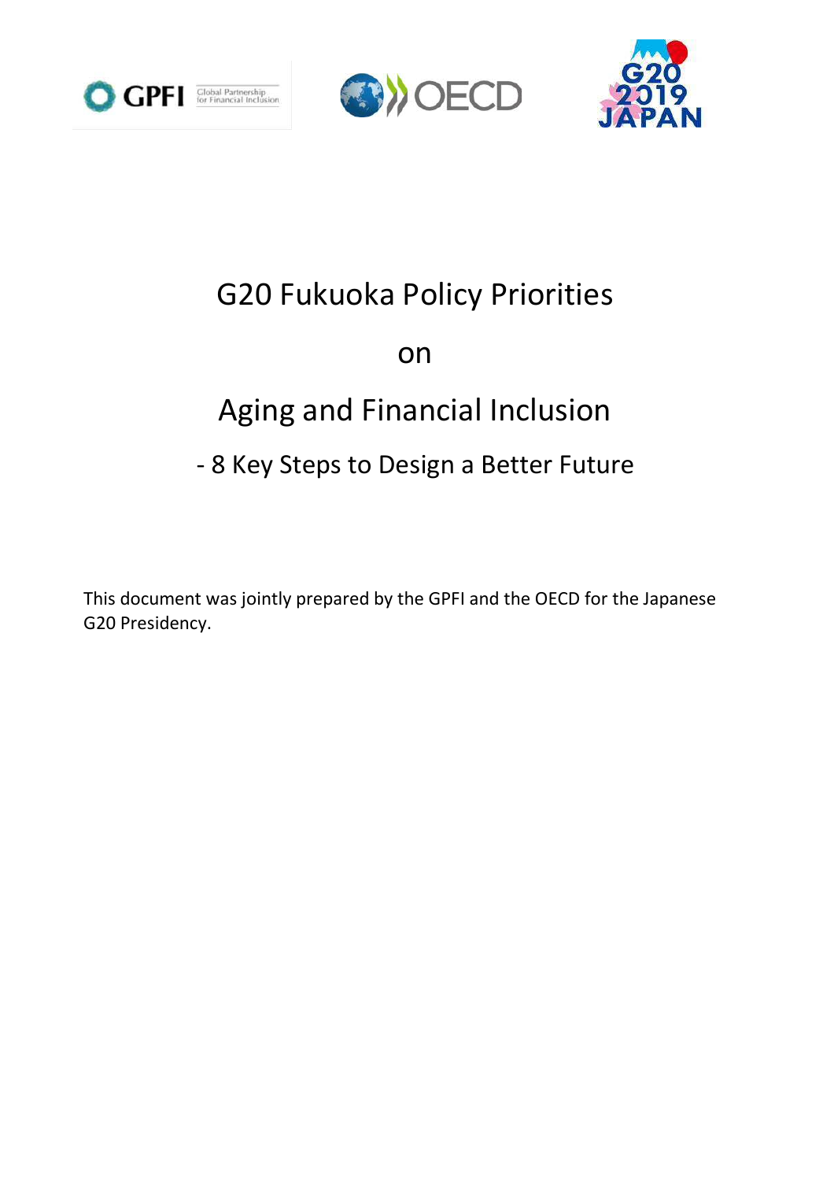# G20 Fukuoka Policy Priorities

# on

# Aging and Financial Inclusion

## - 8 Key Steps to Design a Better Future

This document was jointly prepared by the GPFI and the OECD for the Japanese G20 Presidency.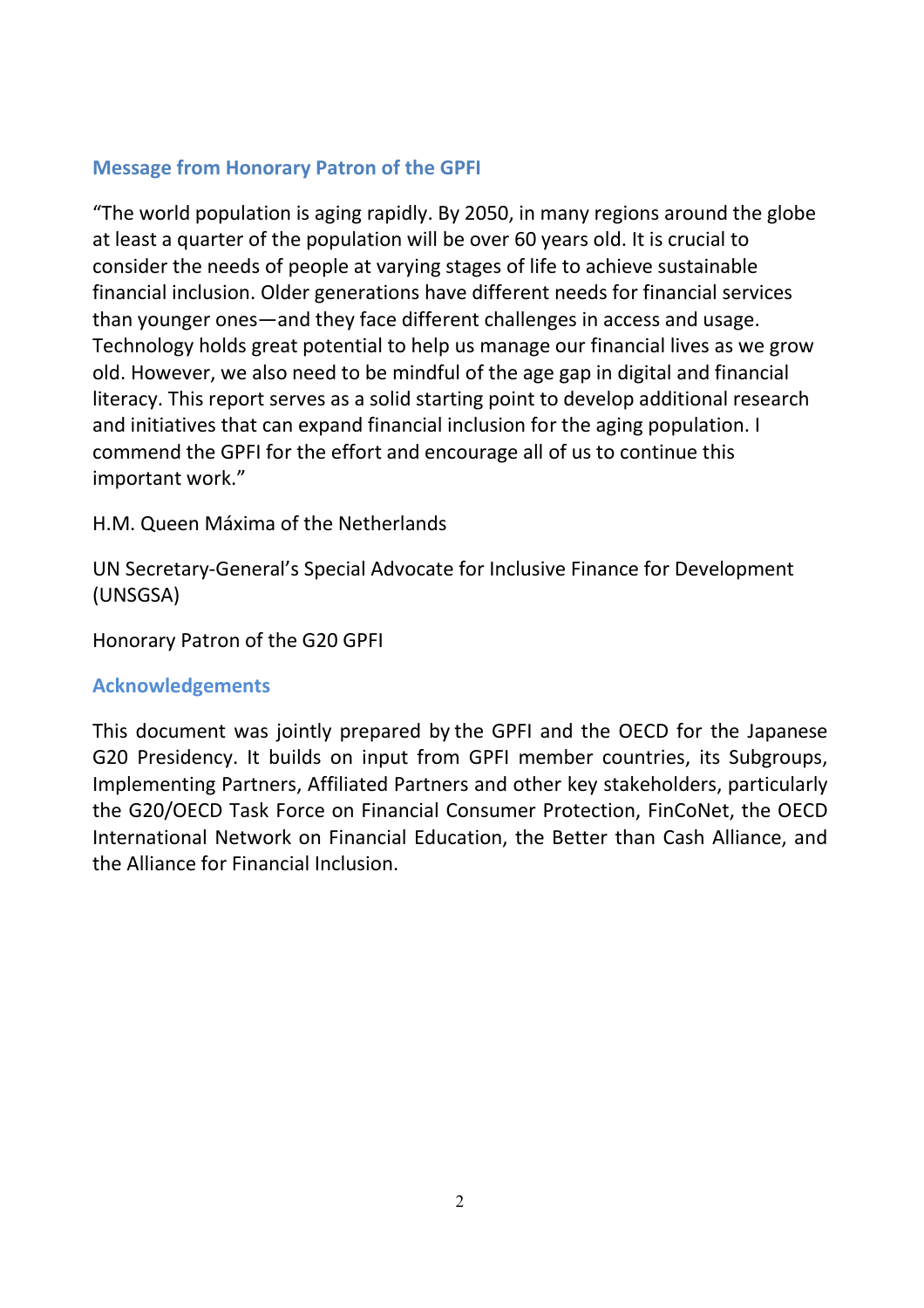## Message from Honorary Patron of the GPFI

"The world population is aging rapidly. By 2050, in many regions around the globe at least a quarter of the population will be over 60 years old. It is crucial to consider the needs of people at varying stages of life to achieve sustainable financial inclusion. Older generations have different needs for financial services than younger ones—and they face different challenges in access and usage. Technology holds great potential to help us manage our financial lives as we grow old. However, we also need to be mindful of the age gap in digital and financial literacy. This report serves as a solid starting point to develop additional research and initiatives that can expand financial inclusion for the aging population. I commend the GPFI for the effort and encourage all of us to continue this important work."

H.M. Queen Máxima of the Netherlands

UN Secretary-General's Special Advocate for Inclusive Finance for Development (UNSGSA)

Honorary Patron of the G20 GPFI

## Acknowledgements

This document was jointly prepared by the GPFI and the OECD for the Japanese G20 Presidency. It builds on input from GPFI member countries, its Subgroups, Implementing Partners, Affiliated Partners and other key stakeholders, particularly the G20/OECD Task Force on Financial Consumer Protection, FinCoNet, the OECD International Network on Financial Education, the Better than Cash Alliance, and the Alliance for Financial Inclusion.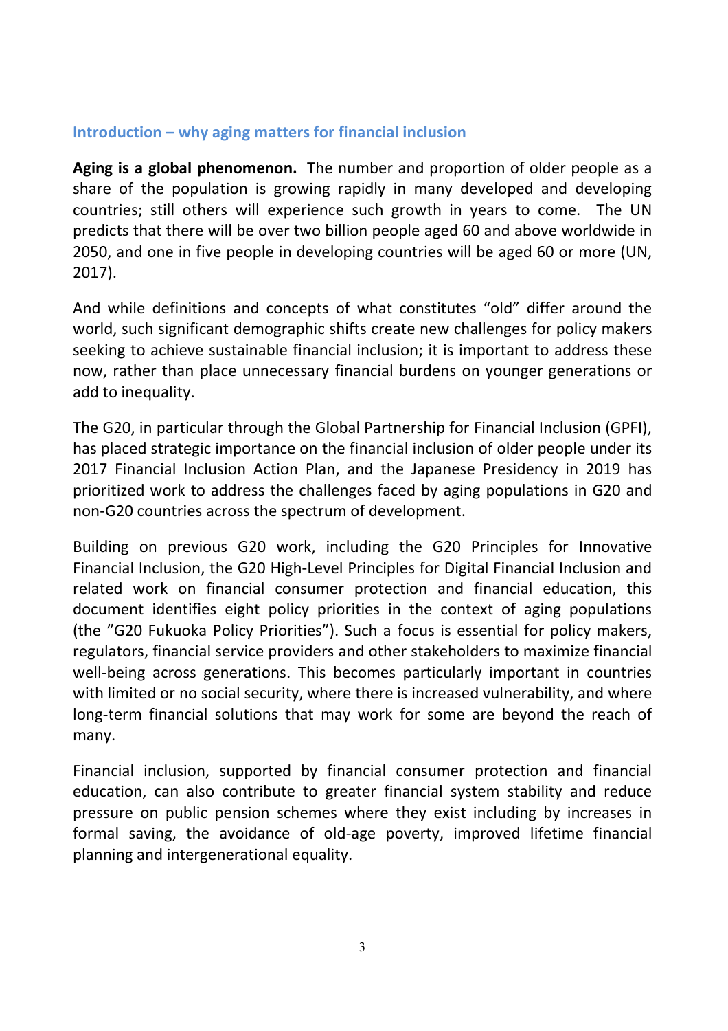## Introduction – why aging matters for financial inclusion

**Aging is a global phenomenon.** The number and proportion of older people as a share of the population is growing rapidly in many developed and developing countries; still others will experience such growth in years to come. The UN predicts that there will be over two billion people aged 60 and above worldwide in 2050, and one in five people in developing countries will be aged 60 or more (UN, 2017).

And while definitions and concepts of what constitutes "old" differ around the world, such significant demographic shifts create new challenges for policy makers seeking to achieve sustainable financial inclusion; it is important to address these now, rather than place unnecessary financial burdens on younger generations or add to inequality.

The G20, in particular through the Global Partnership for Financial Inclusion (GPFI), has placed strategic importance on the financial inclusion of older people under its 2017 Financial Inclusion Action Plan, and the Japanese Presidency in 2019 has prioritized work to address the challenges faced by aging populations in G20 and non-G20 countries across the spectrum of development.

Building on previous G20 work, including the G20 Principles for Innovative Financial Inclusion, the G20 High-Level Principles for Digital Financial Inclusion and related work on financial consumer protection and financial education, this document identifies eight policy priorities in the context of aging populations (the "G20 Fukuoka Policy Priorities"). Such a focus is essential for policy makers, regulators, financial service providers and other stakeholders to maximize financial well-being across generations. This becomes particularly important in countries with limited or no social security, where there is increased vulnerability, and where long-term financial solutions that may work for some are beyond the reach of many.

Financial inclusion, supported by financial consumer protection and financial education, can also contribute to greater financial system stability and reduce pressure on public pension schemes where they exist including by increases in formal saving, the avoidance of old-age poverty, improved lifetime financial planning and intergenerational equality.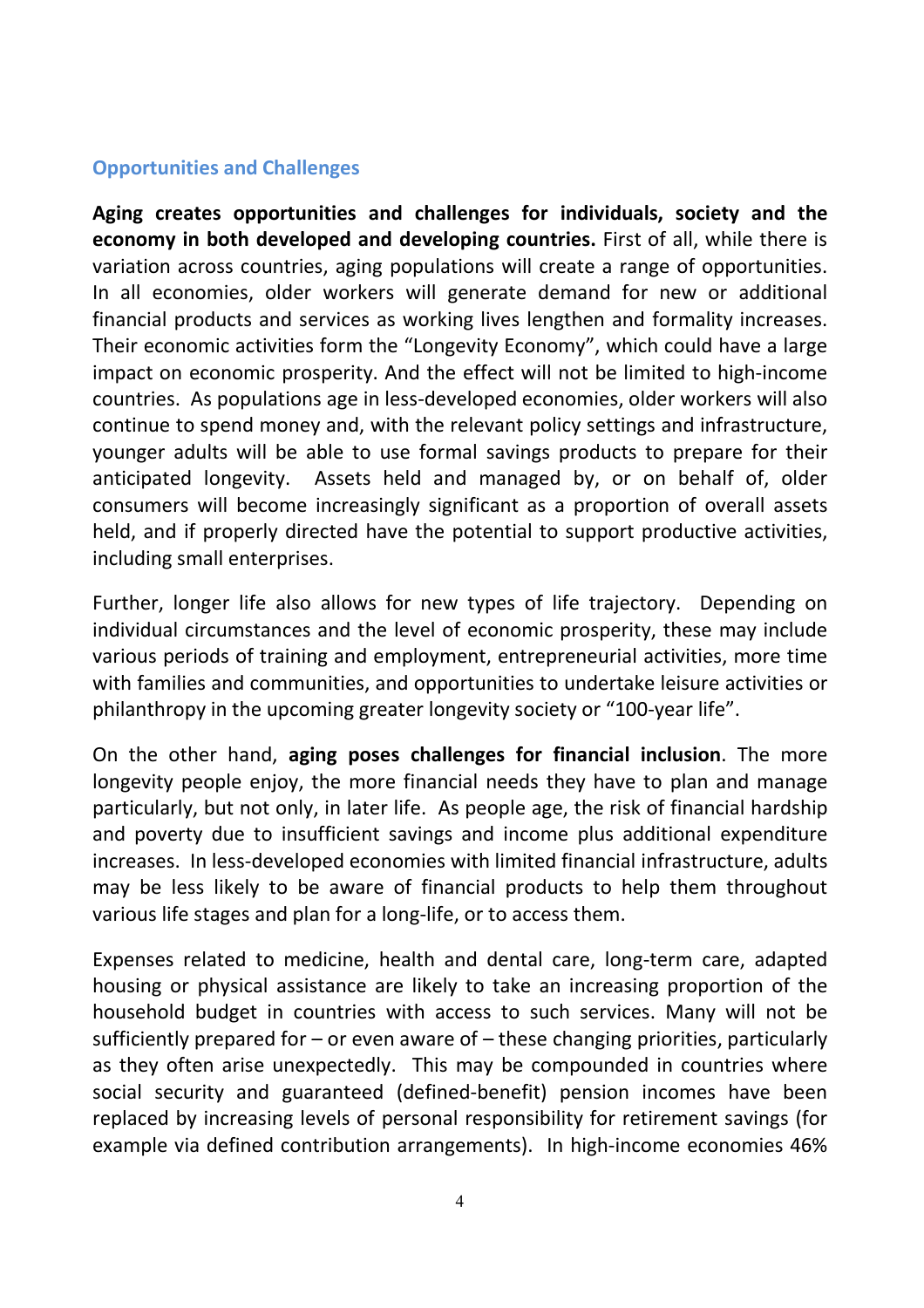### Opportunities and Challenges

**Aging creates opportunities and challenges for individuals, society and the economy in both developed and developing countries.** First of all, while there is variation across countries, aging populations will create a range of opportunities. In all economies, older workers will generate demand for new or additional financial products and services as working lives lengthen and formality increases. Their economic activities form the "Longevity Economy", which could have a large impact on economic prosperity. And the effect will not be limited to high-income countries. As populations age in less-developed economies, older workers will also continue to spend money and, with the relevant policy settings and infrastructure, younger adults will be able to use formal savings products to prepare for their anticipated longevity. Assets held and managed by, or on behalf of, older consumers will become increasingly significant as a proportion of overall assets held, and if properly directed have the potential to support productive activities, including small enterprises.

Further, longer life also allows for new types of life trajectory. Depending on individual circumstances and the level of economic prosperity, these may include various periods of training and employment, entrepreneurial activities, more time with families and communities, and opportunities to undertake leisure activities or philanthropy in the upcoming greater longevity society or "100-year life".

On the other hand, **aging poses challenges for financial inclusion**. The more longevity people enjoy, the more financial needs they have to plan and manage particularly, but not only, in later life. As people age, the risk of financial hardship and poverty due to insufficient savings and income plus additional expenditure increases. In less-developed economies with limited financial infrastructure, adults may be less likely to be aware of financial products to help them throughout various life stages and plan for a long-life, or to access them.

Expenses related to medicine, health and dental care, long-term care, adapted housing or physical assistance are likely to take an increasing proportion of the household budget in countries with access to such services. Many will not be sufficiently prepared for – or even aware of – these changing priorities, particularly as they often arise unexpectedly. This may be compounded in countries where social security and guaranteed (defined-benefit) pension incomes have been replaced by increasing levels of personal responsibility for retirement savings (for example via defined contribution arrangements). In high-income economies 46%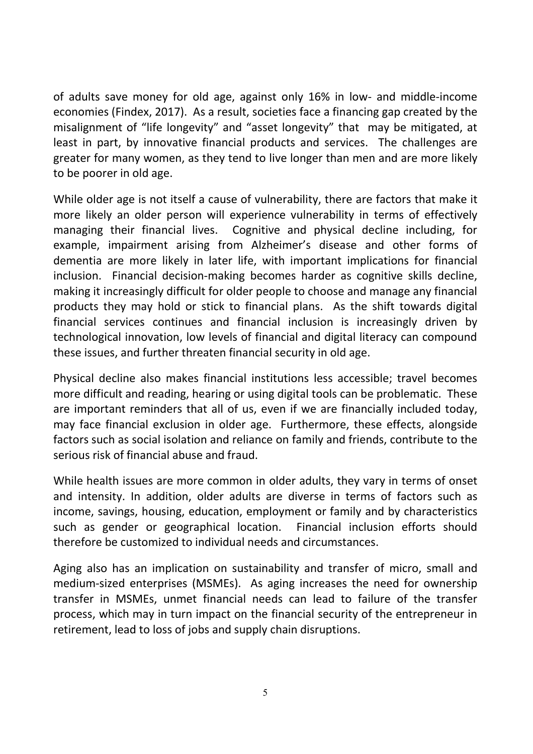of adults save money for old age, against only 16% in low- and middle-income economies (Findex, 2017). As a result, societies face a financing gap created by the misalignment of "life longevity" and "asset longevity" that may be mitigated, at least in part, by innovative financial products and services. The challenges are greater for many women, as they tend to live longer than men and are more likely to be poorer in old age.

While older age is not itself a cause of vulnerability, there are factors that make it more likely an older person will experience vulnerability in terms of effectively managing their financial lives. Cognitive and physical decline including, for example, impairment arising from Alzheimer's disease and other forms of dementia are more likely in later life, with important implications for financial inclusion. Financial decision-making becomes harder as cognitive skills decline, making it increasingly difficult for older people to choose and manage any financial products they may hold or stick to financial plans. As the shift towards digital financial services continues and financial inclusion is increasingly driven by technological innovation, low levels of financial and digital literacy can compound these issues, and further threaten financial security in old age.

Physical decline also makes financial institutions less accessible; travel becomes more difficult and reading, hearing or using digital tools can be problematic. These are important reminders that all of us, even if we are financially included today, may face financial exclusion in older age. Furthermore, these effects, alongside factors such as social isolation and reliance on family and friends, contribute to the serious risk of financial abuse and fraud.

While health issues are more common in older adults, they vary in terms of onset and intensity. In addition, older adults are diverse in terms of factors such as income, savings, housing, education, employment or family and by characteristics such as gender or geographical location. Financial inclusion efforts should therefore be customized to individual needs and circumstances.

Aging also has an implication on sustainability and transfer of micro, small and medium-sized enterprises (MSMEs). As aging increases the need for ownership transfer in MSMEs, unmet financial needs can lead to failure of the transfer process, which may in turn impact on the financial security of the entrepreneur in retirement, lead to loss of jobs and supply chain disruptions.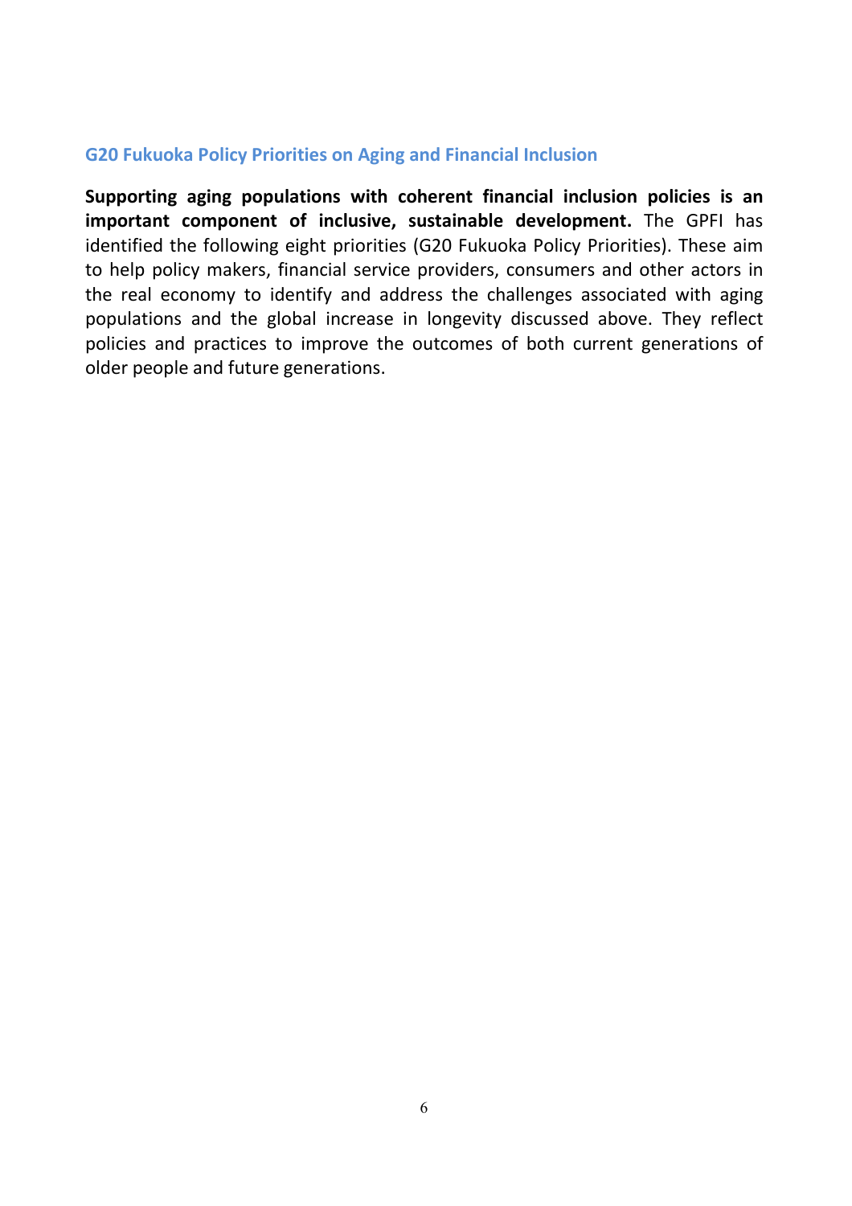## G20 Fukuoka Policy Priorities on Aging and Financial Inclusion

**Supporting aging populations with coherent financial inclusion policies is an important component of inclusive, sustainable development.** The GPFI has identified the following eight priorities (G20 Fukuoka Policy Priorities). These aim to help policy makers, financial service providers, consumers and other actors in the real economy to identify and address the challenges associated with aging populations and the global increase in longevity discussed above. They reflect policies and practices to improve the outcomes of both current generations of older people and future generations.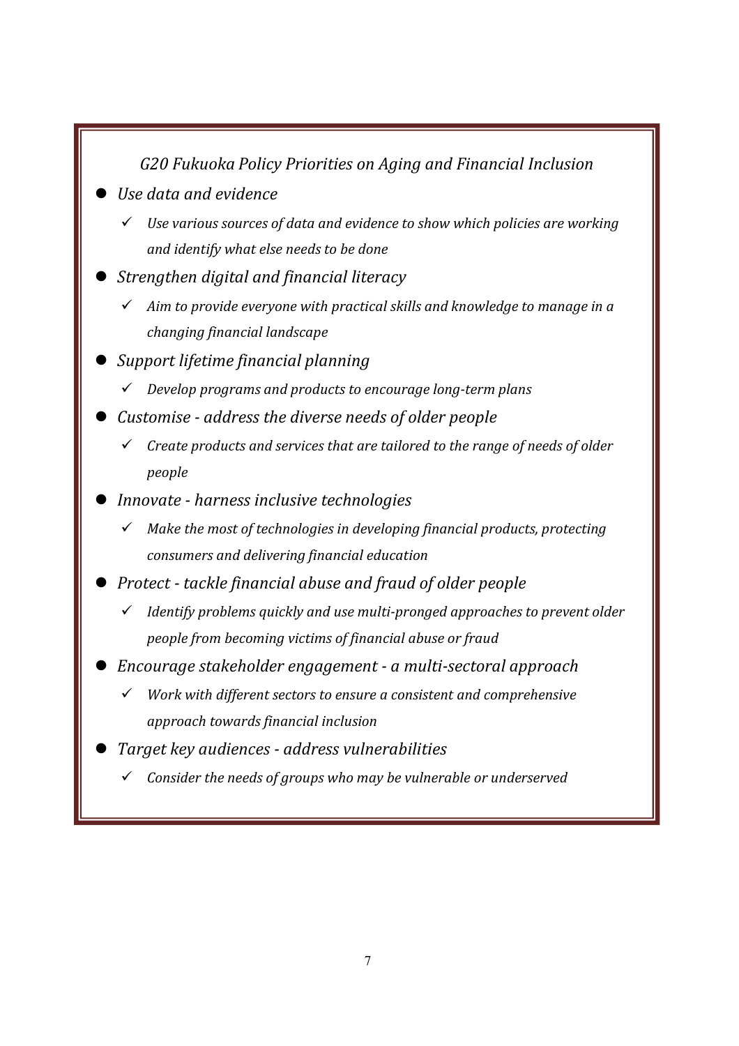*G20 Fukuoka Policy Priorities on Aging and Financial Inclusion*

- *Use data and evidence*
  - ✓ *Use various sources of data and evidence to show which policies are working and identify what else needs to be done*
- *Strengthen digital and financial literacy*
  - ✓ *Aim to provide everyone with practical skills and knowledge to manage in a changing financial landscape*
- *Support lifetime financial planning*
  - ✓ *Develop programs and products to encourage long-term plans*
- *Customise - address the diverse needs of older people*
  - ✓ *Create products and services that are tailored to the range of needs of older people*
- *Innovate - harness inclusive technologies*
  - ✓ *Make the most of technologies in developing financial products, protecting consumers and delivering financial education*
- *Protect - tackle financial abuse and fraud of older people*
  - ✓ *Identify problems quickly and use multi-pronged approaches to prevent older people from becoming victims of financial abuse or fraud*
- *Encourage stakeholder engagement - a multi-sectoral approach*
  - ✓ *Work with different sectors to ensure a consistent and comprehensive approach towards financial inclusion*
- *Target key audiences - address vulnerabilities*
  - ✓ *Consider the needs of groups who may be vulnerable or underserved*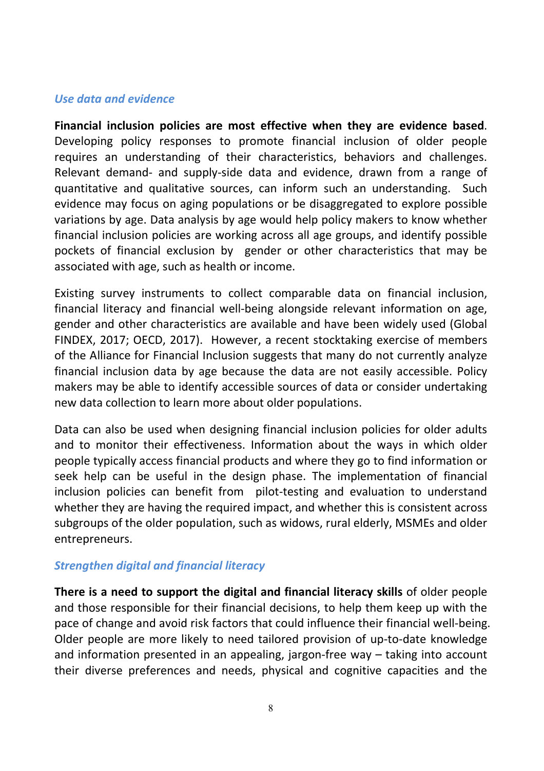### *Use data and evidence*

**Financial inclusion policies are most effective when they are evidence based**. Developing policy responses to promote financial inclusion of older people requires an understanding of their characteristics, behaviors and challenges. Relevant demand- and supply-side data and evidence, drawn from a range of quantitative and qualitative sources, can inform such an understanding. Such evidence may focus on aging populations or be disaggregated to explore possible variations by age. Data analysis by age would help policy makers to know whether financial inclusion policies are working across all age groups, and identify possible pockets of financial exclusion by gender or other characteristics that may be associated with age, such as health or income.

Existing survey instruments to collect comparable data on financial inclusion, financial literacy and financial well-being alongside relevant information on age, gender and other characteristics are available and have been widely used (Global FINDEX, 2017; OECD, 2017). However, a recent stocktaking exercise of members of the Alliance for Financial Inclusion suggests that many do not currently analyze financial inclusion data by age because the data are not easily accessible. Policy makers may be able to identify accessible sources of data or consider undertaking new data collection to learn more about older populations.

Data can also be used when designing financial inclusion policies for older adults and to monitor their effectiveness. Information about the ways in which older people typically access financial products and where they go to find information or seek help can be useful in the design phase. The implementation of financial inclusion policies can benefit from pilot-testing and evaluation to understand whether they are having the required impact, and whether this is consistent across subgroups of the older population, such as widows, rural elderly, MSMEs and older entrepreneurs.

### *Strengthen digital and financial literacy*

**There is a need to support the digital and financial literacy skills** of older people and those responsible for their financial decisions, to help them keep up with the pace of change and avoid risk factors that could influence their financial well-being. Older people are more likely to need tailored provision of up-to-date knowledge and information presented in an appealing, jargon-free way – taking into account their diverse preferences and needs, physical and cognitive capacities and the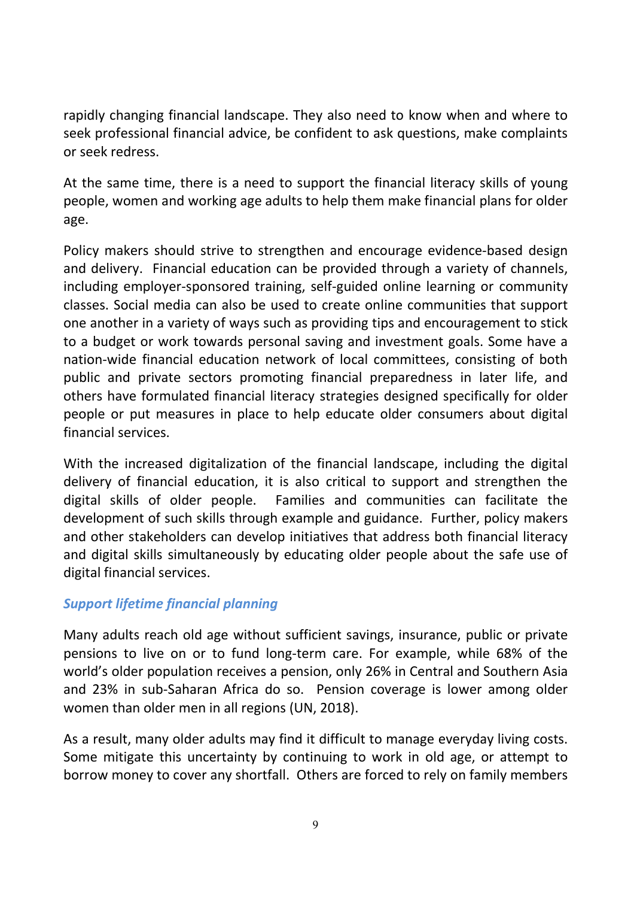rapidly changing financial landscape. They also need to know when and where to seek professional financial advice, be confident to ask questions, make complaints or seek redress.

At the same time, there is a need to support the financial literacy skills of young people, women and working age adults to help them make financial plans for older age.

Policy makers should strive to strengthen and encourage evidence-based design and delivery. Financial education can be provided through a variety of channels, including employer-sponsored training, self-guided online learning or community classes. Social media can also be used to create online communities that support one another in a variety of ways such as providing tips and encouragement to stick to a budget or work towards personal saving and investment goals. Some have a nation-wide financial education network of local committees, consisting of both public and private sectors promoting financial preparedness in later life, and others have formulated financial literacy strategies designed specifically for older people or put measures in place to help educate older consumers about digital financial services.

With the increased digitalization of the financial landscape, including the digital delivery of financial education, it is also critical to support and strengthen the digital skills of older people. Families and communities can facilitate the development of such skills through example and guidance. Further, policy makers and other stakeholders can develop initiatives that address both financial literacy and digital skills simultaneously by educating older people about the safe use of digital financial services.

### *Support lifetime financial planning*

Many adults reach old age without sufficient savings, insurance, public or private pensions to live on or to fund long-term care. For example, while 68% of the world's older population receives a pension, only 26% in Central and Southern Asia and 23% in sub-Saharan Africa do so. Pension coverage is lower among older women than older men in all regions (UN, 2018).

As a result, many older adults may find it difficult to manage everyday living costs. Some mitigate this uncertainty by continuing to work in old age, or attempt to borrow money to cover any shortfall. Others are forced to rely on family members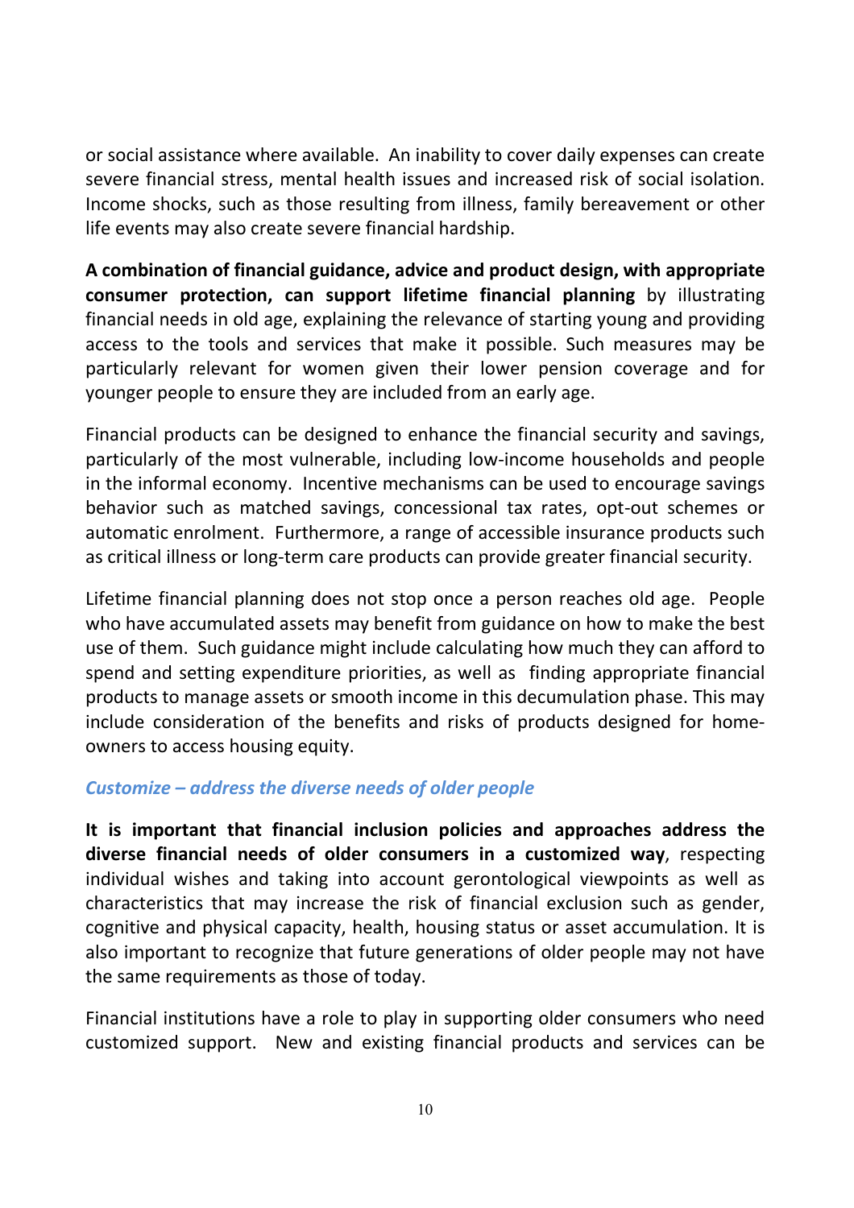or social assistance where available. An inability to cover daily expenses can create severe financial stress, mental health issues and increased risk of social isolation. Income shocks, such as those resulting from illness, family bereavement or other life events may also create severe financial hardship.

**A combination of financial guidance, advice and product design, with appropriate consumer protection, can support lifetime financial planning** by illustrating financial needs in old age, explaining the relevance of starting young and providing access to the tools and services that make it possible. Such measures may be particularly relevant for women given their lower pension coverage and for younger people to ensure they are included from an early age.

Financial products can be designed to enhance the financial security and savings, particularly of the most vulnerable, including low-income households and people in the informal economy. Incentive mechanisms can be used to encourage savings behavior such as matched savings, concessional tax rates, opt-out schemes or automatic enrolment. Furthermore, a range of accessible insurance products such as critical illness or long-term care products can provide greater financial security.

Lifetime financial planning does not stop once a person reaches old age. People who have accumulated assets may benefit from guidance on how to make the best use of them. Such guidance might include calculating how much they can afford to spend and setting expenditure priorities, as well as finding appropriate financial products to manage assets or smooth income in this decumulation phase. This may include consideration of the benefits and risks of products designed for home-owners to access housing equity.

### *Customize – address the diverse needs of older people*

**It is important that financial inclusion policies and approaches address the diverse financial needs of older consumers in a customized way**, respecting individual wishes and taking into account gerontological viewpoints as well as characteristics that may increase the risk of financial exclusion such as gender, cognitive and physical capacity, health, housing status or asset accumulation. It is also important to recognize that future generations of older people may not have the same requirements as those of today.

Financial institutions have a role to play in supporting older consumers who need customized support. New and existing financial products and services can be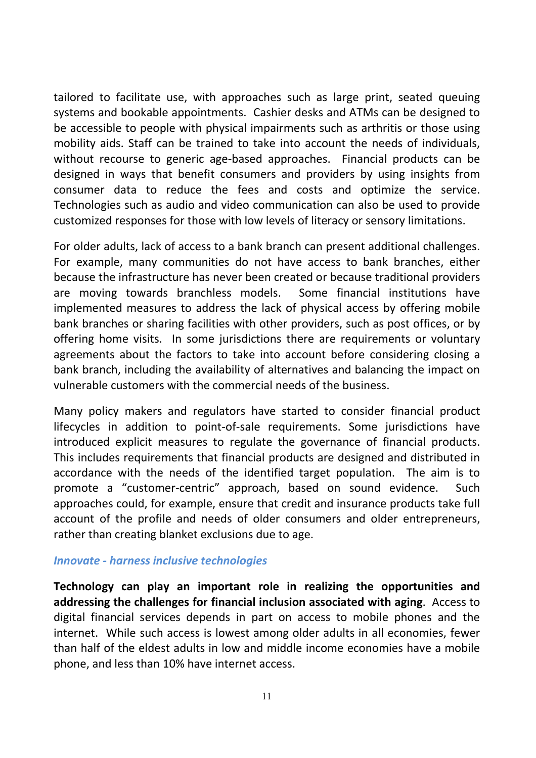tailored to facilitate use, with approaches such as large print, seated queuing systems and bookable appointments. Cashier desks and ATMs can be designed to be accessible to people with physical impairments such as arthritis or those using mobility aids. Staff can be trained to take into account the needs of individuals, without recourse to generic age-based approaches. Financial products can be designed in ways that benefit consumers and providers by using insights from consumer data to reduce the fees and costs and optimize the service. Technologies such as audio and video communication can also be used to provide customized responses for those with low levels of literacy or sensory limitations.

For older adults, lack of access to a bank branch can present additional challenges. For example, many communities do not have access to bank branches, either because the infrastructure has never been created or because traditional providers are moving towards branchless models. Some financial institutions have implemented measures to address the lack of physical access by offering mobile bank branches or sharing facilities with other providers, such as post offices, or by offering home visits. In some jurisdictions there are requirements or voluntary agreements about the factors to take into account before considering closing a bank branch, including the availability of alternatives and balancing the impact on vulnerable customers with the commercial needs of the business.

Many policy makers and regulators have started to consider financial product lifecycles in addition to point-of-sale requirements. Some jurisdictions have introduced explicit measures to regulate the governance of financial products. This includes requirements that financial products are designed and distributed in accordance with the needs of the identified target population. The aim is to promote a "customer-centric" approach, based on sound evidence. Such approaches could, for example, ensure that credit and insurance products take full account of the profile and needs of older consumers and older entrepreneurs, rather than creating blanket exclusions due to age.

### *Innovate - harness inclusive technologies*

**Technology can play an important role in realizing the opportunities and addressing the challenges for financial inclusion associated with aging**. Access to digital financial services depends in part on access to mobile phones and the internet. While such access is lowest among older adults in all economies, fewer than half of the eldest adults in low and middle income economies have a mobile phone, and less than 10% have internet access.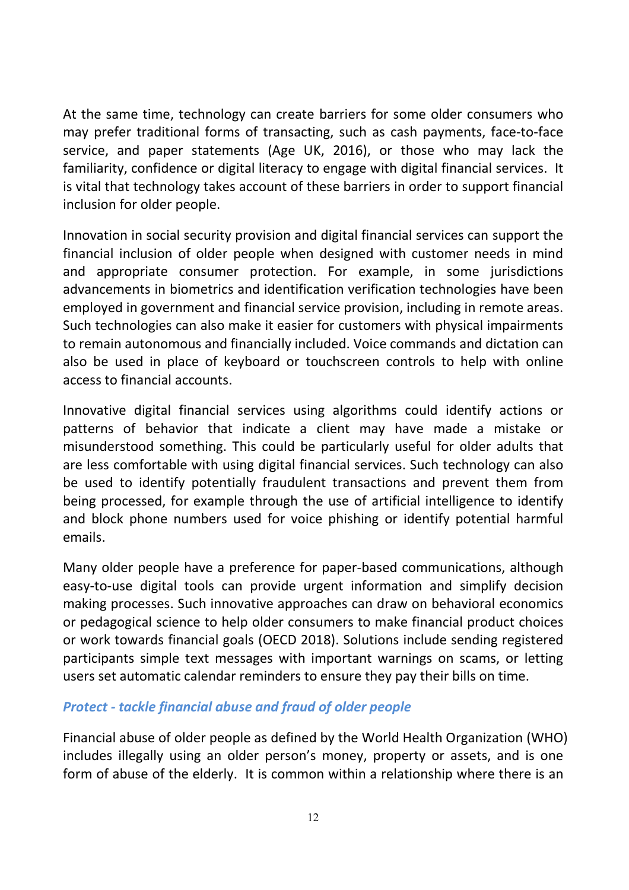At the same time, technology can create barriers for some older consumers who may prefer traditional forms of transacting, such as cash payments, face-to-face service, and paper statements (Age UK, 2016), or those who may lack the familiarity, confidence or digital literacy to engage with digital financial services. It is vital that technology takes account of these barriers in order to support financial inclusion for older people.

Innovation in social security provision and digital financial services can support the financial inclusion of older people when designed with customer needs in mind and appropriate consumer protection. For example, in some jurisdictions advancements in biometrics and identification verification technologies have been employed in government and financial service provision, including in remote areas. Such technologies can also make it easier for customers with physical impairments to remain autonomous and financially included. Voice commands and dictation can also be used in place of keyboard or touchscreen controls to help with online access to financial accounts.

Innovative digital financial services using algorithms could identify actions or patterns of behavior that indicate a client may have made a mistake or misunderstood something. This could be particularly useful for older adults that are less comfortable with using digital financial services. Such technology can also be used to identify potentially fraudulent transactions and prevent them from being processed, for example through the use of artificial intelligence to identify and block phone numbers used for voice phishing or identify potential harmful emails.

Many older people have a preference for paper-based communications, although easy-to-use digital tools can provide urgent information and simplify decision making processes. Such innovative approaches can draw on behavioral economics or pedagogical science to help older consumers to make financial product choices or work towards financial goals (OECD 2018). Solutions include sending registered participants simple text messages with important warnings on scams, or letting users set automatic calendar reminders to ensure they pay their bills on time.

### *Protect - tackle financial abuse and fraud of older people*

Financial abuse of older people as defined by the World Health Organization (WHO) includes illegally using an older person's money, property or assets, and is one form of abuse of the elderly. It is common within a relationship where there is an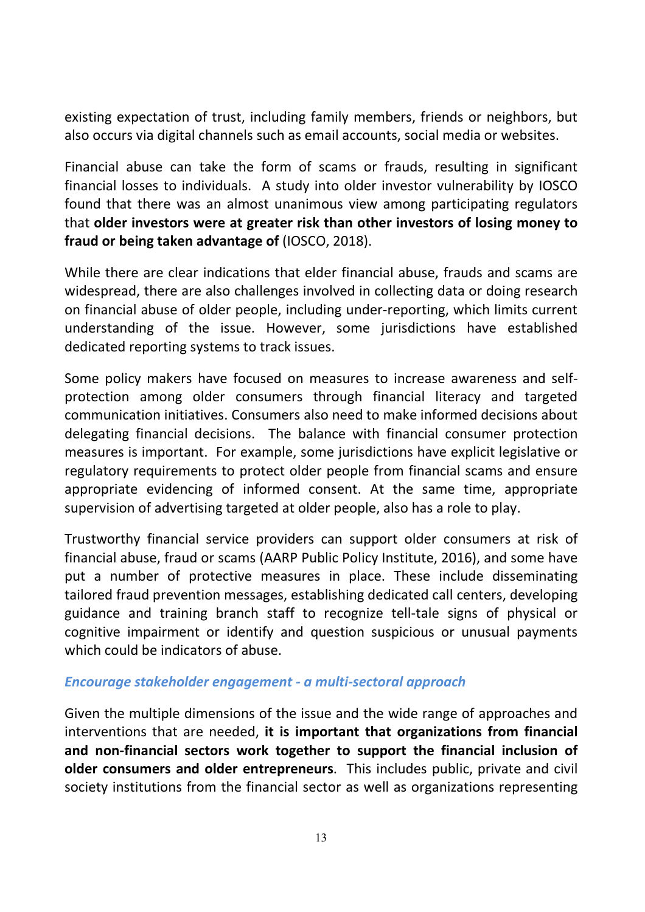existing expectation of trust, including family members, friends or neighbors, but also occurs via digital channels such as email accounts, social media or websites.

Financial abuse can take the form of scams or frauds, resulting in significant financial losses to individuals. A study into older investor vulnerability by IOSCO found that there was an almost unanimous view among participating regulators that **older investors were at greater risk than other investors of losing money to fraud or being taken advantage of** (IOSCO, 2018).

While there are clear indications that elder financial abuse, frauds and scams are widespread, there are also challenges involved in collecting data or doing research on financial abuse of older people, including under-reporting, which limits current understanding of the issue. However, some jurisdictions have established dedicated reporting systems to track issues.

Some policy makers have focused on measures to increase awareness and self-protection among older consumers through financial literacy and targeted communication initiatives. Consumers also need to make informed decisions about delegating financial decisions. The balance with financial consumer protection measures is important. For example, some jurisdictions have explicit legislative or regulatory requirements to protect older people from financial scams and ensure appropriate evidencing of informed consent. At the same time, appropriate supervision of advertising targeted at older people, also has a role to play.

Trustworthy financial service providers can support older consumers at risk of financial abuse, fraud or scams (AARP Public Policy Institute, 2016), and some have put a number of protective measures in place. These include disseminating tailored fraud prevention messages, establishing dedicated call centers, developing guidance and training branch staff to recognize tell-tale signs of physical or cognitive impairment or identify and question suspicious or unusual payments which could be indicators of abuse.

### *Encourage stakeholder engagement - a multi-sectoral approach*

Given the multiple dimensions of the issue and the wide range of approaches and interventions that are needed, **it is important that organizations from financial and non-financial sectors work together to support the financial inclusion of older consumers and older entrepreneurs**. This includes public, private and civil society institutions from the financial sector as well as organizations representing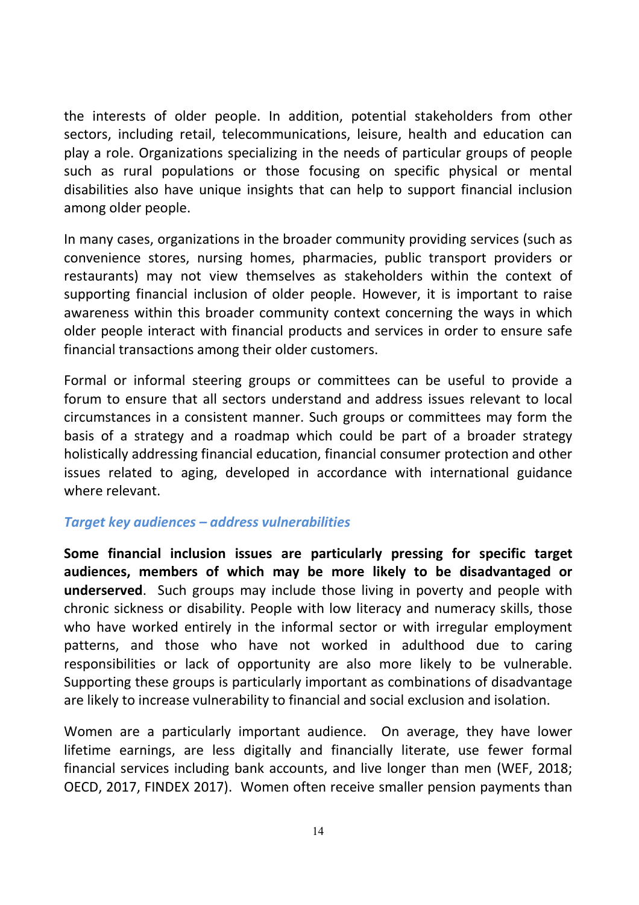the interests of older people. In addition, potential stakeholders from other sectors, including retail, telecommunications, leisure, health and education can play a role. Organizations specializing in the needs of particular groups of people such as rural populations or those focusing on specific physical or mental disabilities also have unique insights that can help to support financial inclusion among older people.

In many cases, organizations in the broader community providing services (such as convenience stores, nursing homes, pharmacies, public transport providers or restaurants) may not view themselves as stakeholders within the context of supporting financial inclusion of older people. However, it is important to raise awareness within this broader community context concerning the ways in which older people interact with financial products and services in order to ensure safe financial transactions among their older customers.

Formal or informal steering groups or committees can be useful to provide a forum to ensure that all sectors understand and address issues relevant to local circumstances in a consistent manner. Such groups or committees may form the basis of a strategy and a roadmap which could be part of a broader strategy holistically addressing financial education, financial consumer protection and other issues related to aging, developed in accordance with international guidance where relevant.

### *Target key audiences – address vulnerabilities*

**Some financial inclusion issues are particularly pressing for specific target audiences, members of which may be more likely to be disadvantaged or underserved**. Such groups may include those living in poverty and people with chronic sickness or disability. People with low literacy and numeracy skills, those who have worked entirely in the informal sector or with irregular employment patterns, and those who have not worked in adulthood due to caring responsibilities or lack of opportunity are also more likely to be vulnerable. Supporting these groups is particularly important as combinations of disadvantage are likely to increase vulnerability to financial and social exclusion and isolation.

Women are a particularly important audience. On average, they have lower lifetime earnings, are less digitally and financially literate, use fewer formal financial services including bank accounts, and live longer than men (WEF, 2018; OECD, 2017, FINDEX 2017). Women often receive smaller pension payments than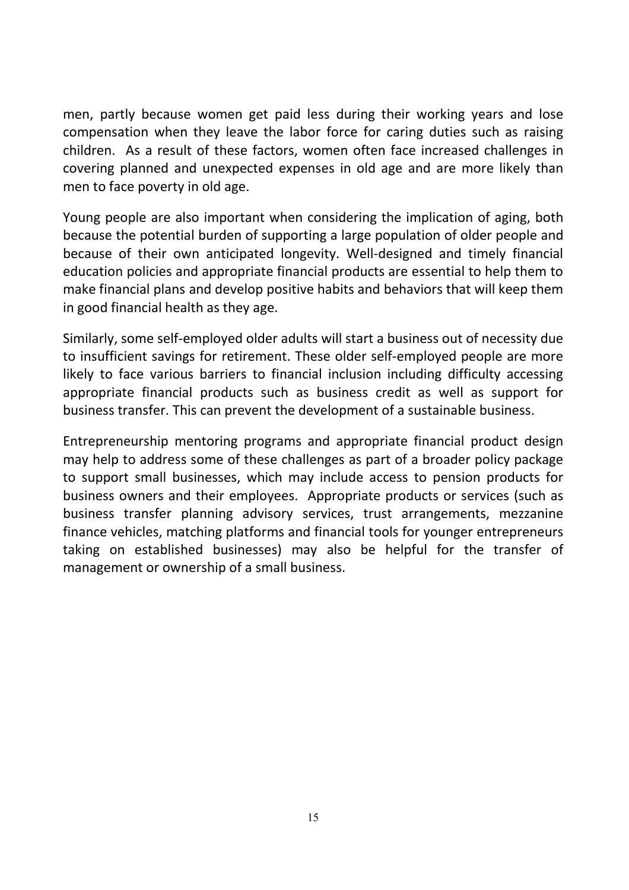men, partly because women get paid less during their working years and lose compensation when they leave the labor force for caring duties such as raising children. As a result of these factors, women often face increased challenges in covering planned and unexpected expenses in old age and are more likely than men to face poverty in old age.

Young people are also important when considering the implication of aging, both because the potential burden of supporting a large population of older people and because of their own anticipated longevity. Well-designed and timely financial education policies and appropriate financial products are essential to help them to make financial plans and develop positive habits and behaviors that will keep them in good financial health as they age.

Similarly, some self-employed older adults will start a business out of necessity due to insufficient savings for retirement. These older self-employed people are more likely to face various barriers to financial inclusion including difficulty accessing appropriate financial products such as business credit as well as support for business transfer. This can prevent the development of a sustainable business.

Entrepreneurship mentoring programs and appropriate financial product design may help to address some of these challenges as part of a broader policy package to support small businesses, which may include access to pension products for business owners and their employees. Appropriate products or services (such as business transfer planning advisory services, trust arrangements, mezzanine finance vehicles, matching platforms and financial tools for younger entrepreneurs taking on established businesses) may also be helpful for the transfer of management or ownership of a small business.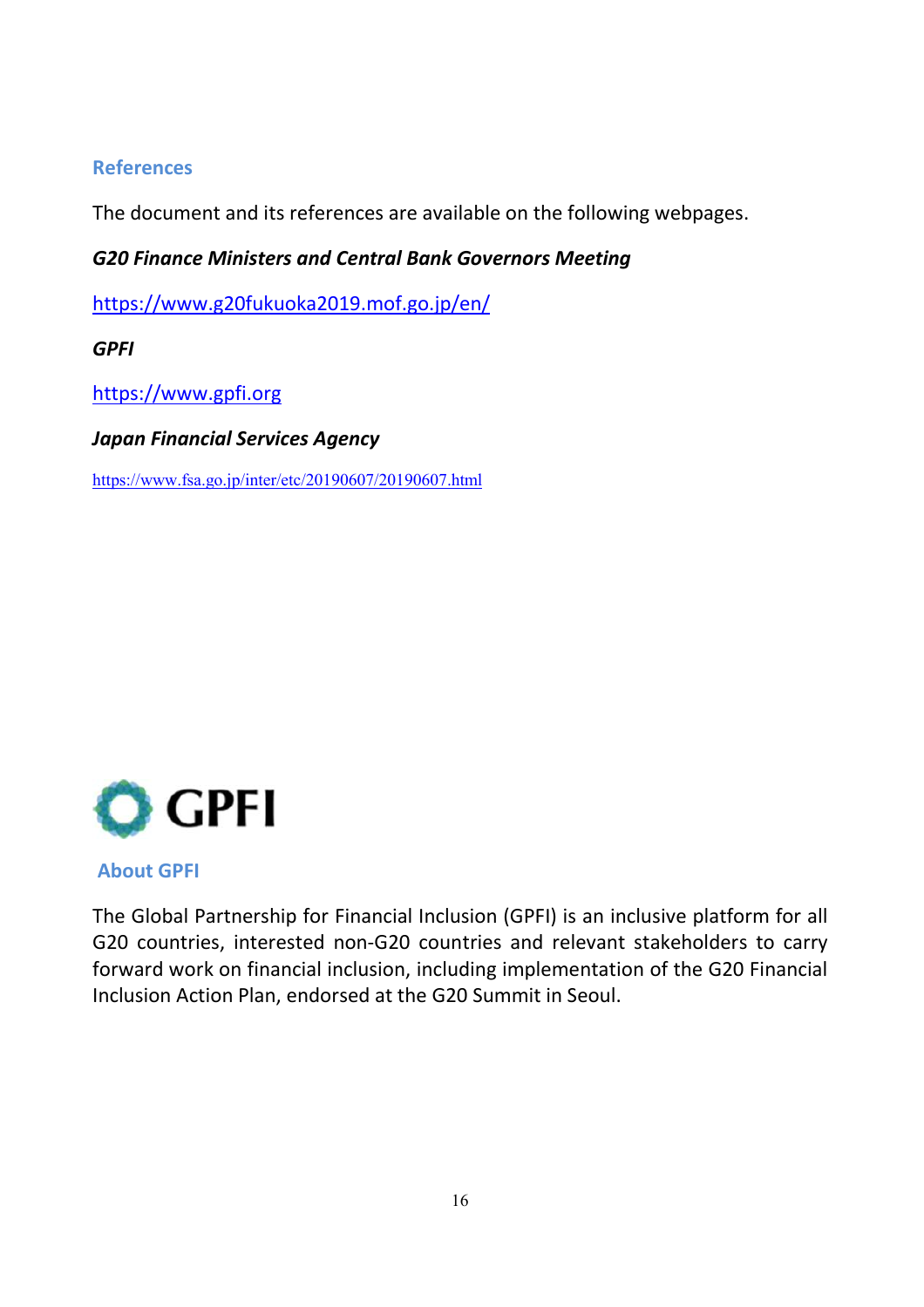## References

The document and its references are available on the following webpages.

***G20 Finance Ministers and Central Bank Governors Meeting***

https://www.g20fukuoka2019.mof.go.jp/en/

***GPFI***

https://www.gpfi.org

***Japan Financial Services Agency***

https://www.fsa.go.jp/inter/etc/20190607/20190607.html

GPFI

## About GPFI

The Global Partnership for Financial Inclusion (GPFI) is an inclusive platform for all G20 countries, interested non-G20 countries and relevant stakeholders to carry forward work on financial inclusion, including implementation of the G20 Financial Inclusion Action Plan, endorsed at the G20 Summit in Seoul.